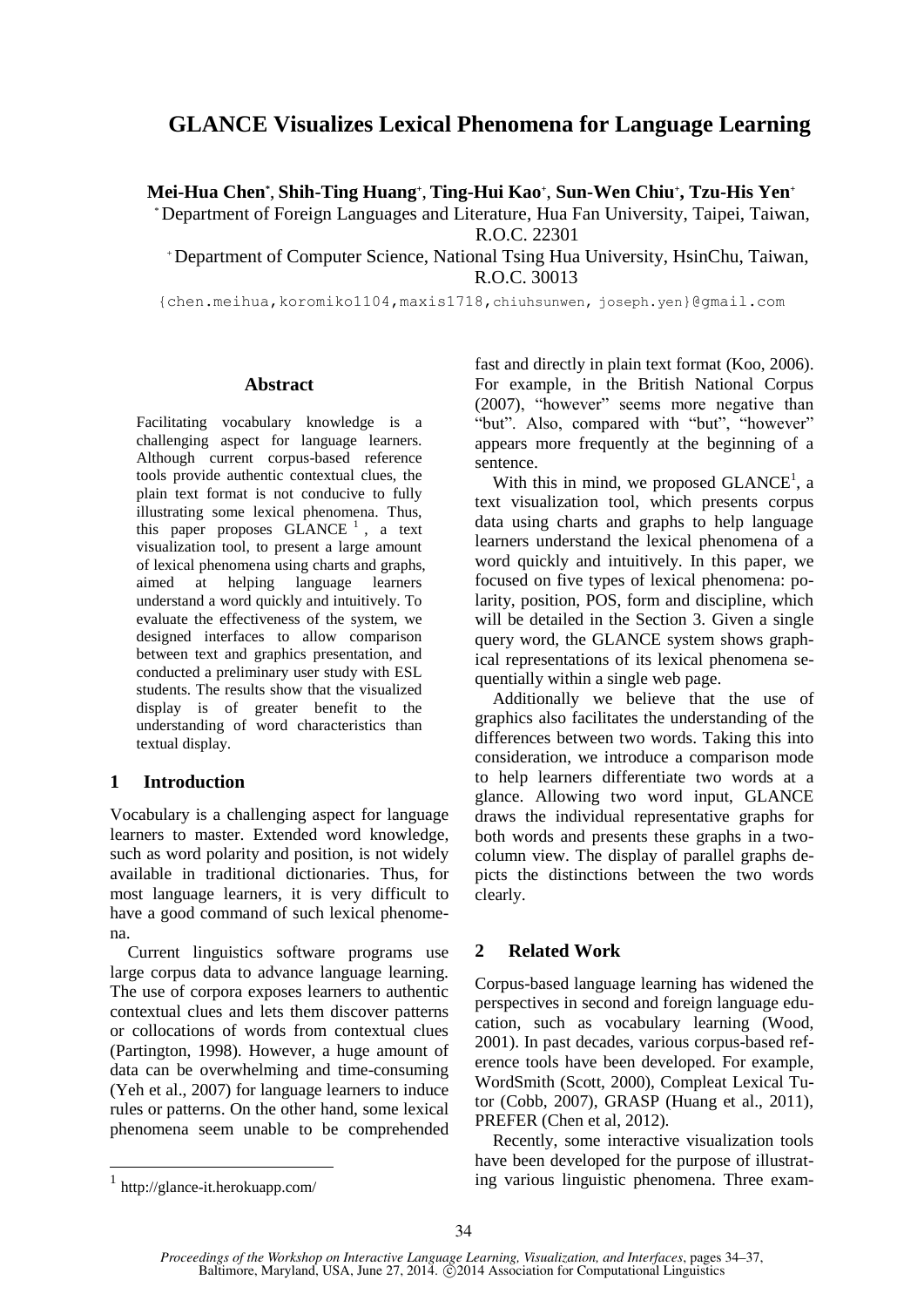# GLANCE Visualizes Lexical Phenomena for Language Learning

**Mei-Hua Chen**[*], **Shih-Ting Huang**[+], **Ting-Hui Kao**[+], **Sun-Wen Chiu**[+], **Tzu-His Yen**[+]

[*] Department of Foreign Languages and Literature, Hua Fan University, Taipei, Taiwan, R.O.C. 22301

[+] Department of Computer Science, National Tsing Hua University, HsinChu, Taiwan, R.O.C. 30013

{chen.meihua,koromiko1104,maxis1718,chiuhsunwen, joseph.yen}@gmail.com

## Abstract

Facilitating vocabulary knowledge is a challenging aspect for language learners. Although current corpus-based reference tools provide authentic contextual clues, the plain text format is not conducive to fully illustrating some lexical phenomena. Thus, this paper proposes GLANCE [1], a text visualization tool, to present a large amount of lexical phenomena using charts and graphs, aimed at helping language learners understand a word quickly and intuitively. To evaluate the effectiveness of the system, we designed interfaces to allow comparison between text and graphics presentation, and conducted a preliminary user study with ESL students. The results show that the visualized display is of greater benefit to the understanding of word characteristics than textual display.

## 1 Introduction

Vocabulary is a challenging aspect for language learners to master. Extended word knowledge, such as word polarity and position, is not widely available in traditional dictionaries. Thus, for most language learners, it is very difficult to have a good command of such lexical phenomena.

Current linguistics software programs use large corpus data to advance language learning. The use of corpora exposes learners to authentic contextual clues and lets them discover patterns or collocations of words from contextual clues (Partington, 1998). However, a huge amount of data can be overwhelming and time-consuming (Yeh et al., 2007) for language learners to induce rules or patterns. On the other hand, some lexical phenomena seem unable to be comprehended fast and directly in plain text format (Koo, 2006). For example, in the British National Corpus (2007), "however" seems more negative than "but". Also, compared with "but", "however" appears more frequently at the beginning of a sentence.

With this in mind, we proposed GLANCE[1], a text visualization tool, which presents corpus data using charts and graphs to help language learners understand the lexical phenomena of a word quickly and intuitively. In this paper, we focused on five types of lexical phenomena: polarity, position, POS, form and discipline, which will be detailed in the Section 3. Given a single query word, the GLANCE system shows graphical representations of its lexical phenomena sequentially within a single web page.

Additionally we believe that the use of graphics also facilitates the understanding of the differences between two words. Taking this into consideration, we introduce a comparison mode to help learners differentiate two words at a glance. Allowing two word input, GLANCE draws the individual representative graphs for both words and presents these graphs in a two-column view. The display of parallel graphs depicts the distinctions between the two words clearly.

## 2 Related Work

Corpus-based language learning has widened the perspectives in second and foreign language education, such as vocabulary learning (Wood, 2001). In past decades, various corpus-based reference tools have been developed. For example, WordSmith (Scott, 2000), Compleat Lexical Tutor (Cobb, 2007), GRASP (Huang et al., 2011), PREFER (Chen et al, 2012).

Recently, some interactive visualization tools have been developed for the purpose of illustrating various linguistic phenomena. Three exam-

[1] http://glance-it.herokuapp.com/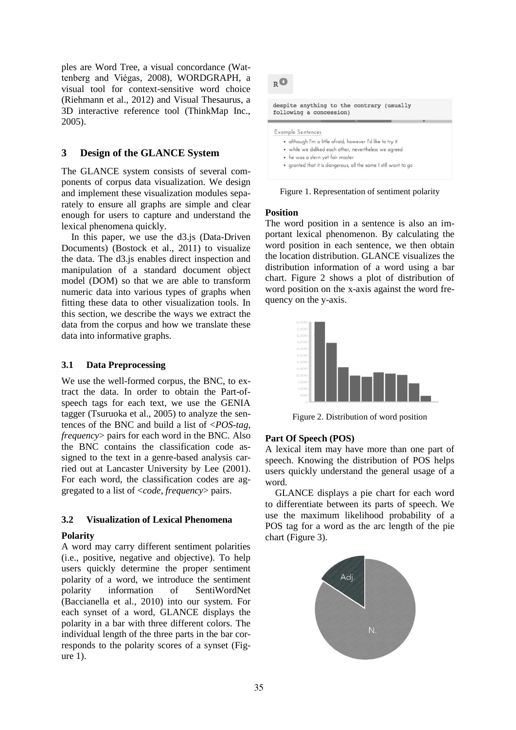ples are Word Tree, a visual concordance (Wattenberg and Viégas, 2008), WORDGRAPH, a visual tool for context-sensitive word choice (Riehmann et al., 2012) and Visual Thesaurus, a 3D interactive reference tool (ThinkMap Inc., 2005).

## 3 Design of the GLANCE System

The GLANCE system consists of several components of corpus data visualization. We design and implement these visualization modules separately to ensure all graphs are simple and clear enough for users to capture and understand the lexical phenomena quickly.

In this paper, we use the d3.js (Data-Driven Documents) (Bostock et al., 2011) to visualize the data. The d3.js enables direct inspection and manipulation of a standard document object model (DOM) so that we are able to transform numeric data into various types of graphs when fitting these data to other visualization tools. In this section, we describe the ways we extract the data from the corpus and how we translate these data into informative graphs.

### 3.1 Data Preprocessing

We use the well-formed corpus, the BNC, to extract the data. In order to obtain the Part-of-speech tags for each text, we use the GENIA tagger (Tsuruoka et al., 2005) to analyze the sentences of the BNC and build a list of <*POS-tag, frequency*> pairs for each word in the BNC. Also the BNC contains the classification code assigned to the text in a genre-based analysis carried out at Lancaster University by Lee (2001). For each word, the classification codes are aggregated to a list of <*code, frequency*> pairs.

### 3.2 Visualization of Lexical Phenomena

**Polarity**

A word may carry different sentiment polarities (i.e., positive, negative and objective). To help users quickly determine the proper sentiment polarity of a word, we introduce the sentiment polarity information of SentiWordNet (Baccianella et al., 2010) into our system. For each synset of a word, GLANCE displays the polarity in a bar with three different colors. The individual length of the three parts in the bar corresponds to the polarity scores of a synset (Figure 1).

Figure 1. Representation of sentiment polarity

**Position**

The word position in a sentence is also an important lexical phenomenon. By calculating the word position in each sentence, we then obtain the location distribution. GLANCE visualizes the distribution information of a word using a bar chart. Figure 2 shows a plot of distribution of word position on the x-axis against the word frequency on the y-axis.

Figure 2. Distribution of word position

**Part Of Speech (POS)**

A lexical item may have more than one part of speech. Knowing the distribution of POS helps users quickly understand the general usage of a word.

GLANCE displays a pie chart for each word to differentiate between its parts of speech. We use the maximum likelihood probability of a POS tag for a word as the arc length of the pie chart (Figure 3).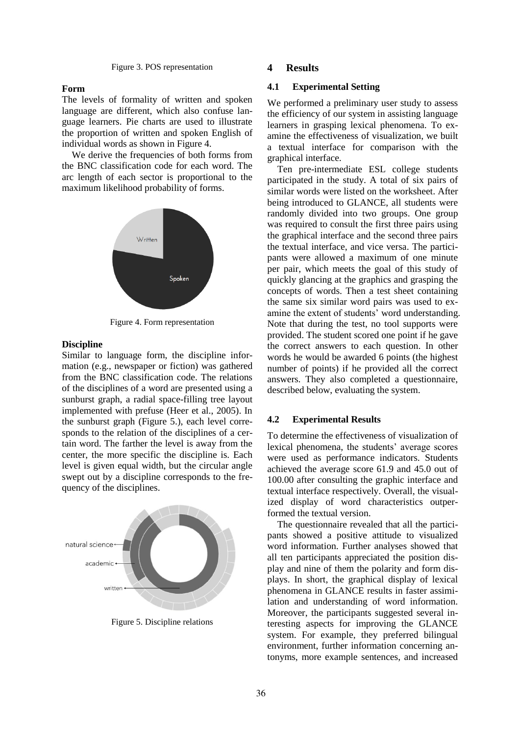Figure 3. POS representation

**Form**

The levels of formality of written and spoken language are different, which also confuse language learners. Pie charts are used to illustrate the proportion of written and spoken English of individual words as shown in Figure 4.

We derive the frequencies of both forms from the BNC classification code for each word. The arc length of each sector is proportional to the maximum likelihood probability of forms.

Figure 4. Form representation

**Discipline**

Similar to language form, the discipline information (e.g., newspaper or fiction) was gathered from the BNC classification code. The relations of the disciplines of a word are presented using a sunburst graph, a radial space-filling tree layout implemented with prefuse (Heer et al., 2005). In the sunburst graph (Figure 5.), each level corresponds to the relation of the disciplines of a certain word. The farther the level is away from the center, the more specific the discipline is. Each level is given equal width, but the circular angle swept out by a discipline corresponds to the frequency of the disciplines.

Figure 5. Discipline relations

## 4 Results

### 4.1 Experimental Setting

We performed a preliminary user study to assess the efficiency of our system in assisting language learners in grasping lexical phenomena. To examine the effectiveness of visualization, we built a textual interface for comparison with the graphical interface.

Ten pre-intermediate ESL college students participated in the study. A total of six pairs of similar words were listed on the worksheet. After being introduced to GLANCE, all students were randomly divided into two groups. One group was required to consult the first three pairs using the graphical interface and the second three pairs the textual interface, and vice versa. The participants were allowed a maximum of one minute per pair, which meets the goal of this study of quickly glancing at the graphics and grasping the concepts of words. Then a test sheet containing the same six similar word pairs was used to examine the extent of students' word understanding. Note that during the test, no tool supports were provided. The student scored one point if he gave the correct answers to each question. In other words he would be awarded 6 points (the highest number of points) if he provided all the correct answers. They also completed a questionnaire, described below, evaluating the system.

### 4.2 Experimental Results

To determine the effectiveness of visualization of lexical phenomena, the students' average scores were used as performance indicators. Students achieved the average score 61.9 and 45.0 out of 100.00 after consulting the graphic interface and textual interface respectively. Overall, the visualized display of word characteristics outperformed the textual version.

The questionnaire revealed that all the participants showed a positive attitude to visualized word information. Further analyses showed that all ten participants appreciated the position display and nine of them the polarity and form displays. In short, the graphical display of lexical phenomena in GLANCE results in faster assimilation and understanding of word information. Moreover, the participants suggested several interesting aspects for improving the GLANCE system. For example, they preferred bilingual environment, further information concerning antonyms, more example sentences, and increased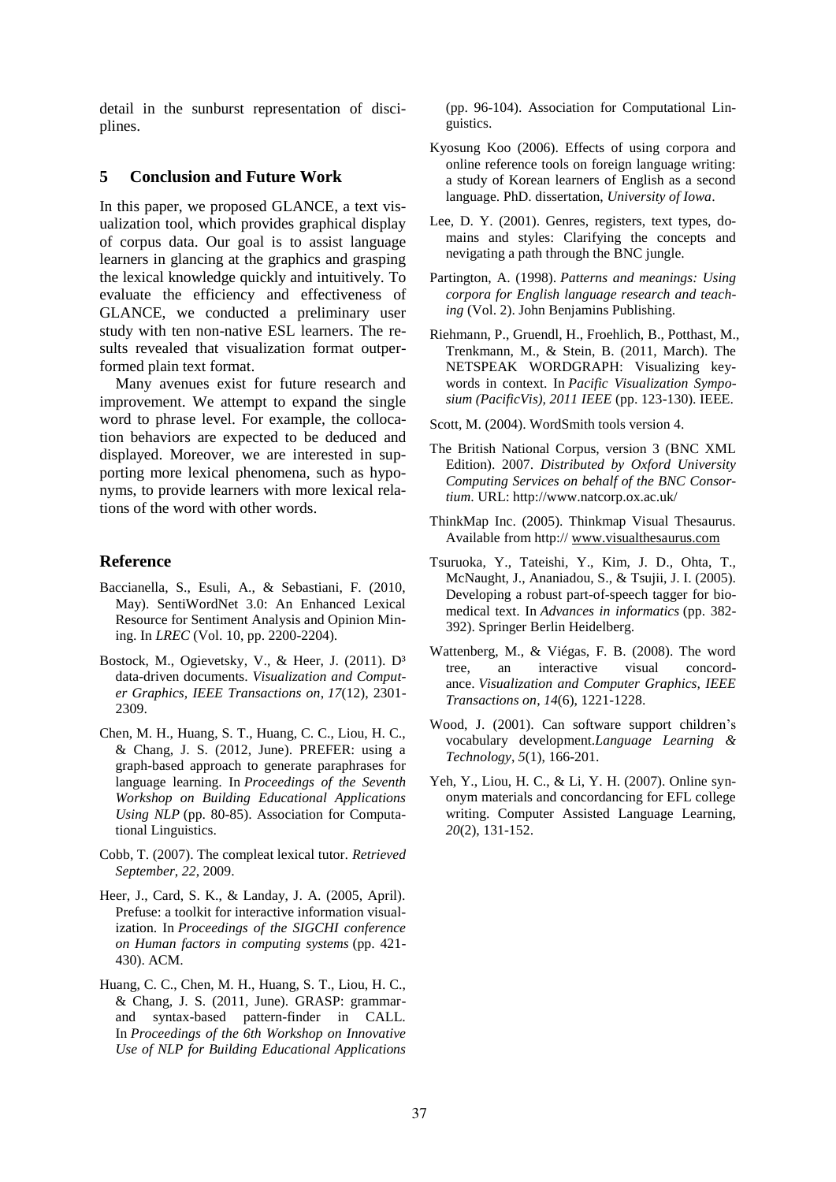detail in the sunburst representation of disciplines.

## 5 Conclusion and Future Work

In this paper, we proposed GLANCE, a text visualization tool, which provides graphical display of corpus data. Our goal is to assist language learners in glancing at the graphics and grasping the lexical knowledge quickly and intuitively. To evaluate the efficiency and effectiveness of GLANCE, we conducted a preliminary user study with ten non-native ESL learners. The results revealed that visualization format outperformed plain text format.

Many avenues exist for future research and improvement. We attempt to expand the single word to phrase level. For example, the collocation behaviors are expected to be deduced and displayed. Moreover, we are interested in supporting more lexical phenomena, such as hyponyms, to provide learners with more lexical relations of the word with other words.

## Reference

Baccianella, S., Esuli, A., & Sebastiani, F. (2010, May). SentiWordNet 3.0: An Enhanced Lexical Resource for Sentiment Analysis and Opinion Mining. In *LREC* (Vol. 10, pp. 2200-2204).

Bostock, M., Ogievetsky, V., & Heer, J. (2011). D³ data-driven documents. *Visualization and Computer Graphics, IEEE Transactions on*, *17*(12), 2301-2309.

Chen, M. H., Huang, S. T., Huang, C. C., Liou, H. C., & Chang, J. S. (2012, June). PREFER: using a graph-based approach to generate paraphrases for language learning. In *Proceedings of the Seventh Workshop on Building Educational Applications Using NLP* (pp. 80-85). Association for Computational Linguistics.

Cobb, T. (2007). The compleat lexical tutor. *Retrieved September*, *22*, 2009.

Heer, J., Card, S. K., & Landay, J. A. (2005, April). Prefuse: a toolkit for interactive information visualization. In *Proceedings of the SIGCHI conference on Human factors in computing systems* (pp. 421-430). ACM.

Huang, C. C., Chen, M. H., Huang, S. T., Liou, H. C., & Chang, J. S. (2011, June). GRASP: grammar-and syntax-based pattern-finder in CALL. In *Proceedings of the 6th Workshop on Innovative Use of NLP for Building Educational Applications* (pp. 96-104). Association for Computational Linguistics.

Kyosung Koo (2006). Effects of using corpora and online reference tools on foreign language writing: a study of Korean learners of English as a second language. PhD. dissertation, *University of Iowa*.

Lee, D. Y. (2001). Genres, registers, text types, domains and styles: Clarifying the concepts and nevigating a path through the BNC jungle.

Partington, A. (1998). *Patterns and meanings: Using corpora for English language research and teaching* (Vol. 2). John Benjamins Publishing.

Riehmann, P., Gruendl, H., Froehlich, B., Potthast, M., Trenkmann, M., & Stein, B. (2011, March). The NETSPEAK WORDGRAPH: Visualizing keywords in context. In *Pacific Visualization Symposium (PacificVis), 2011 IEEE* (pp. 123-130). IEEE.

Scott, M. (2004). WordSmith tools version 4.

The British National Corpus, version 3 (BNC XML Edition). 2007. *Distributed by Oxford University Computing Services on behalf of the BNC Consortium*. URL: http://www.natcorp.ox.ac.uk/

ThinkMap Inc. (2005). Thinkmap Visual Thesaurus. Available from http:// www.visualthesaurus.com

Tsuruoka, Y., Tateishi, Y., Kim, J. D., Ohta, T., McNaught, J., Ananiadou, S., & Tsujii, J. I. (2005). Developing a robust part-of-speech tagger for biomedical text. In *Advances in informatics* (pp. 382-392). Springer Berlin Heidelberg.

Wattenberg, M., & Viégas, F. B. (2008). The word tree, an interactive visual concordance. *Visualization and Computer Graphics, IEEE Transactions on*, *14*(6), 1221-1228.

Wood, J. (2001). Can software support children's vocabulary development.*Language Learning & Technology*, *5*(1), 166-201.

Yeh, Y., Liou, H. C., & Li, Y. H. (2007). Online synonym materials and concordancing for EFL college writing. Computer Assisted Language Learning, *20*(2), 131-152.